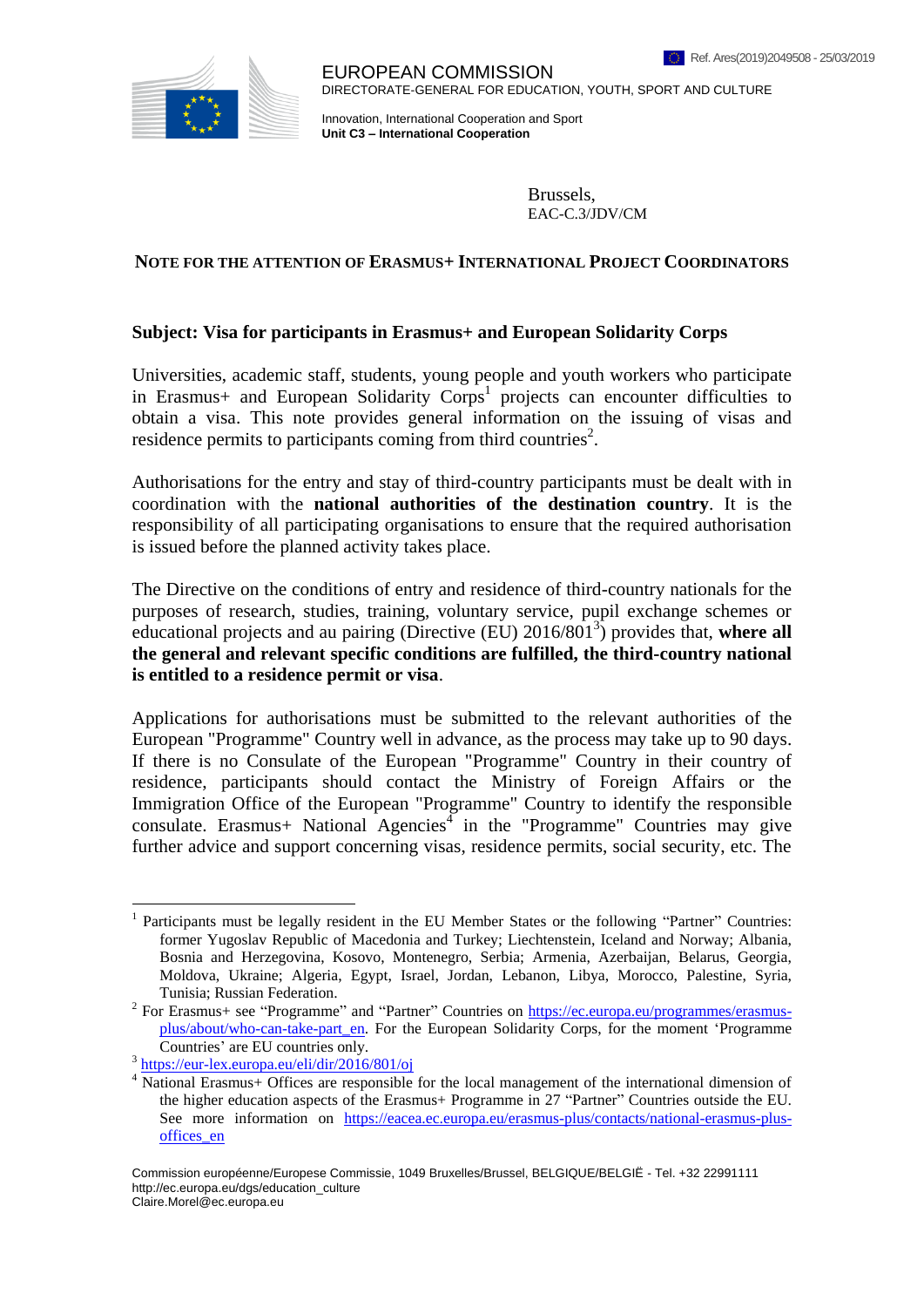Ref. Ares(2019)2049508 - 25/03/2019

EUROPEAN COMMISSION
DIRECTORATE-GENERAL FOR EDUCATION, YOUTH, SPORT AND CULTURE

Innovation, International Cooperation and Sport
**Unit C3 – International Cooperation**

Brussels,
EAC-C.3/JDV/CM

## NOTE FOR THE ATTENTION OF ERASMUS+ INTERNATIONAL PROJECT COORDINATORS

**Subject: Visa for participants in Erasmus+ and European Solidarity Corps**

Universities, academic staff, students, young people and youth workers who participate in Erasmus+ and European Solidarity Corps[1] projects can encounter difficulties to obtain a visa. This note provides general information on the issuing of visas and residence permits to participants coming from third countries[2].

Authorisations for the entry and stay of third-country participants must be dealt with in coordination with the **national authorities of the destination country**. It is the responsibility of all participating organisations to ensure that the required authorisation is issued before the planned activity takes place.

The Directive on the conditions of entry and residence of third-country nationals for the purposes of research, studies, training, voluntary service, pupil exchange schemes or educational projects and au pairing (Directive (EU) 2016/801[3]) provides that, **where all the general and relevant specific conditions are fulfilled, the third-country national is entitled to a residence permit or visa**.

Applications for authorisations must be submitted to the relevant authorities of the European "Programme" Country well in advance, as the process may take up to 90 days. If there is no Consulate of the European "Programme" Country in their country of residence, participants should contact the Ministry of Foreign Affairs or the Immigration Office of the European "Programme" Country to identify the responsible consulate. Erasmus+ National Agencies[4] in the "Programme" Countries may give further advice and support concerning visas, residence permits, social security, etc. The

---

[1] Participants must be legally resident in the EU Member States or the following "Partner" Countries: former Yugoslav Republic of Macedonia and Turkey; Liechtenstein, Iceland and Norway; Albania, Bosnia and Herzegovina, Kosovo, Montenegro, Serbia; Armenia, Azerbaijan, Belarus, Georgia, Moldova, Ukraine; Algeria, Egypt, Israel, Jordan, Lebanon, Libya, Morocco, Palestine, Syria, Tunisia; Russian Federation.

[2] For Erasmus+ see "Programme" and "Partner" Countries on https://ec.europa.eu/programmes/erasmus-plus/about/who-can-take-part_en. For the European Solidarity Corps, for the moment 'Programme Countries' are EU countries only.

[3] https://eur-lex.europa.eu/eli/dir/2016/801/oj

[4] National Erasmus+ Offices are responsible for the local management of the international dimension of the higher education aspects of the Erasmus+ Programme in 27 "Partner" Countries outside the EU. See more information on https://eacea.ec.europa.eu/erasmus-plus/contacts/national-erasmus-plus-offices_en

Commission européenne/Europese Commissie, 1049 Bruxelles/Brussel, BELGIQUE/BELGIË - Tel. +32 22991111
http://ec.europa.eu/dgs/education_culture
Claire.Morel@ec.europa.eu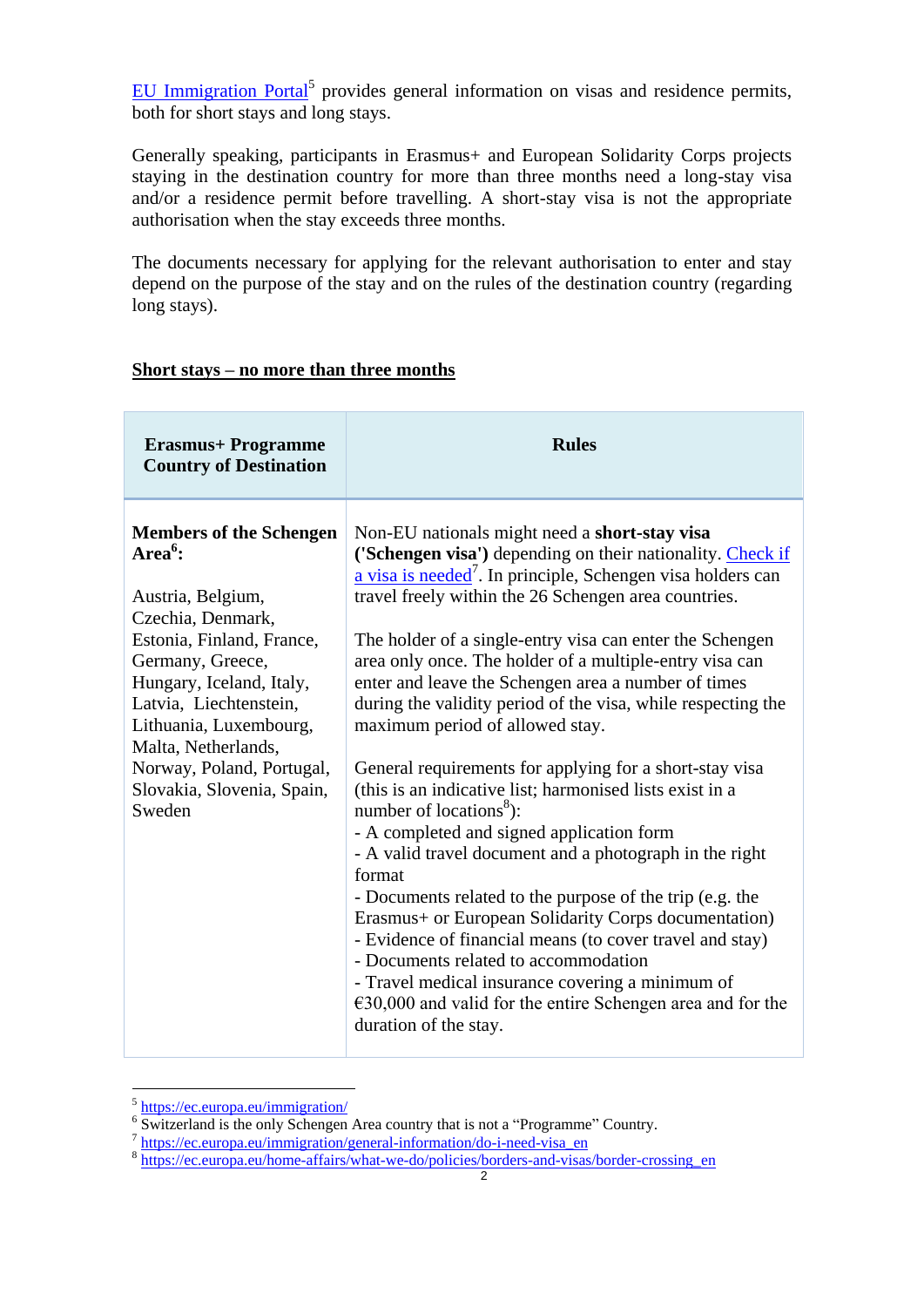[EU Immigration Portal](https://ec.europa.eu/immigration/)[5] provides general information on visas and residence permits, both for short stays and long stays.

Generally speaking, participants in Erasmus+ and European Solidarity Corps projects staying in the destination country for more than three months need a long-stay visa and/or a residence permit before travelling. A short-stay visa is not the appropriate authorisation when the stay exceeds three months.

The documents necessary for applying for the relevant authorisation to enter and stay depend on the purpose of the stay and on the rules of the destination country (regarding long stays).

**<u>Short stays – no more than three months</u>**

| Erasmus+ Programme Country of Destination | Rules |
|---|---|
| **Members of the Schengen Area[6]:**<br><br>Austria, Belgium, Czechia, Denmark, Estonia, Finland, France, Germany, Greece, Hungary, Iceland, Italy, Latvia, Liechtenstein, Lithuania, Luxembourg, Malta, Netherlands, Norway, Poland, Portugal, Slovakia, Slovenia, Spain, Sweden | Non-EU nationals might need a **short-stay visa ('Schengen visa')** depending on their nationality. [Check if a visa is needed](https://ec.europa.eu/immigration/general-information/do-i-need-visa_en)[7]. In principle, Schengen visa holders can travel freely within the 26 Schengen area countries.<br><br>The holder of a single-entry visa can enter the Schengen area only once. The holder of a multiple-entry visa can enter and leave the Schengen area a number of times during the validity period of the visa, while respecting the maximum period of allowed stay.<br><br>General requirements for applying for a short-stay visa (this is an indicative list; harmonised lists exist in a number of locations[8]):<br>- A completed and signed application form<br>- A valid travel document and a photograph in the right format<br>- Documents related to the purpose of the trip (e.g. the Erasmus+ or European Solidarity Corps documentation)<br>- Evidence of financial means (to cover travel and stay)<br>- Documents related to accommodation<br>- Travel medical insurance covering a minimum of €30,000 and valid for the entire Schengen area and for the duration of the stay. |

---

[5] https://ec.europa.eu/immigration/
[6] Switzerland is the only Schengen Area country that is not a "Programme" Country.
[7] https://ec.europa.eu/immigration/general-information/do-i-need-visa_en
[8] https://ec.europa.eu/home-affairs/what-we-do/policies/borders-and-visas/border-crossing_en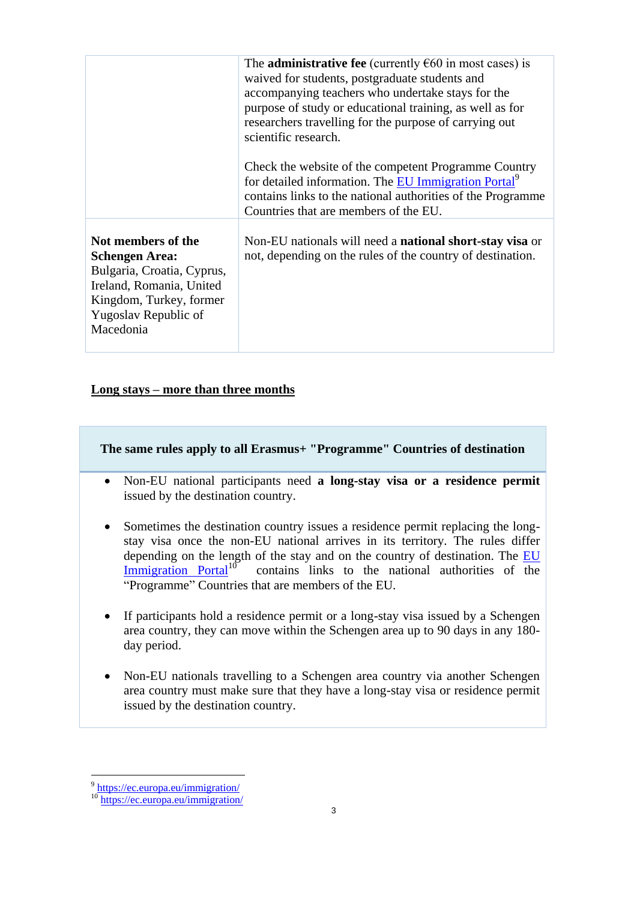| | |
|---|---|
| | The **administrative fee** (currently €60 in most cases) is waived for students, postgraduate students and accompanying teachers who undertake stays for the purpose of study or educational training, as well as for researchers travelling for the purpose of carrying out scientific research.<br><br>Check the website of the competent Programme Country for detailed information. The EU Immigration Portal[9] contains links to the national authorities of the Programme Countries that are members of the EU. |
| **Not members of the Schengen Area:** Bulgaria, Croatia, Cyprus, Ireland, Romania, United Kingdom, Turkey, former Yugoslav Republic of Macedonia | Non-EU nationals will need a **national short-stay visa** or not, depending on the rules of the country of destination. |

**Long stays – more than three months**

| **The same rules apply to all Erasmus+ "Programme" Countries of destination** |
|---|
| • Non-EU national participants need **a long-stay visa or a residence permit** issued by the destination country.<br><br>• Sometimes the destination country issues a residence permit replacing the long-stay visa once the non-EU national arrives in its territory. The rules differ depending on the length of the stay and on the country of destination. The EU Immigration Portal[10] contains links to the national authorities of the "Programme" Countries that are members of the EU.<br><br>• If participants hold a residence permit or a long-stay visa issued by a Schengen area country, they can move within the Schengen area up to 90 days in any 180-day period.<br><br>• Non-EU nationals travelling to a Schengen area country via another Schengen area country must make sure that they have a long-stay visa or residence permit issued by the destination country. |

---

[9] https://ec.europa.eu/immigration/

[10] https://ec.europa.eu/immigration/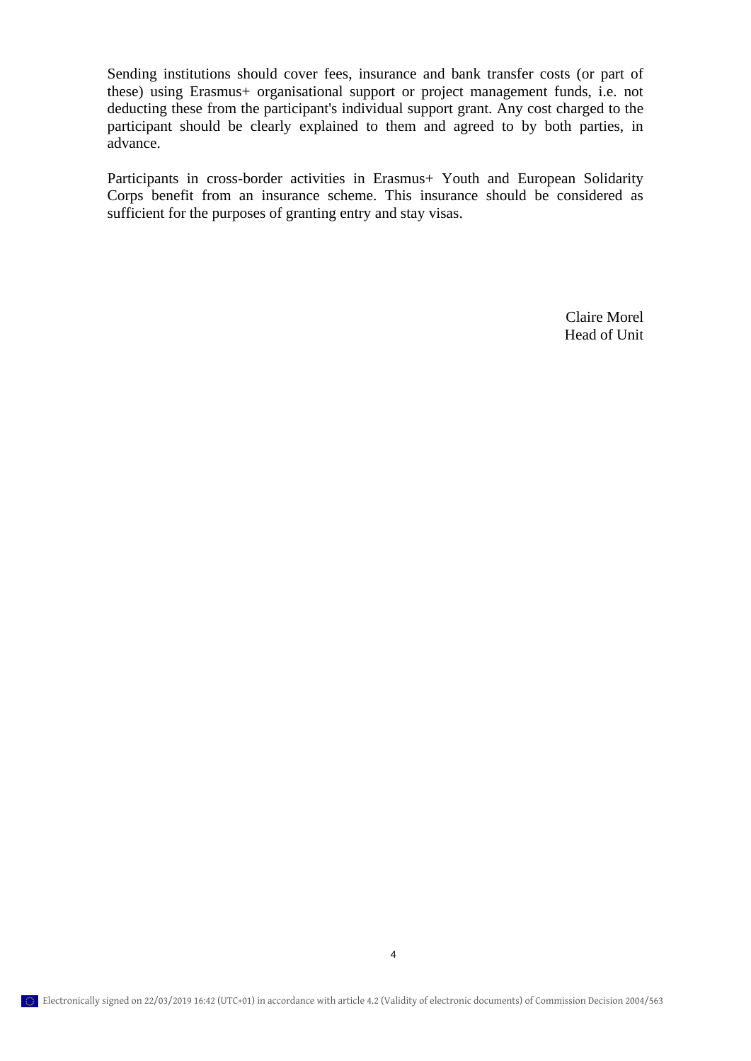Sending institutions should cover fees, insurance and bank transfer costs (or part of these) using Erasmus+ organisational support or project management funds, i.e. not deducting these from the participant's individual support grant. Any cost charged to the participant should be clearly explained to them and agreed to by both parties, in advance.

Participants in cross-border activities in Erasmus+ Youth and European Solidarity Corps benefit from an insurance scheme. This insurance should be considered as sufficient for the purposes of granting entry and stay visas.

Claire Morel
Head of Unit

Electronically signed on 22/03/2019 16:42 (UTC+01) in accordance with article 4.2 (Validity of electronic documents) of Commission Decision 2004/563